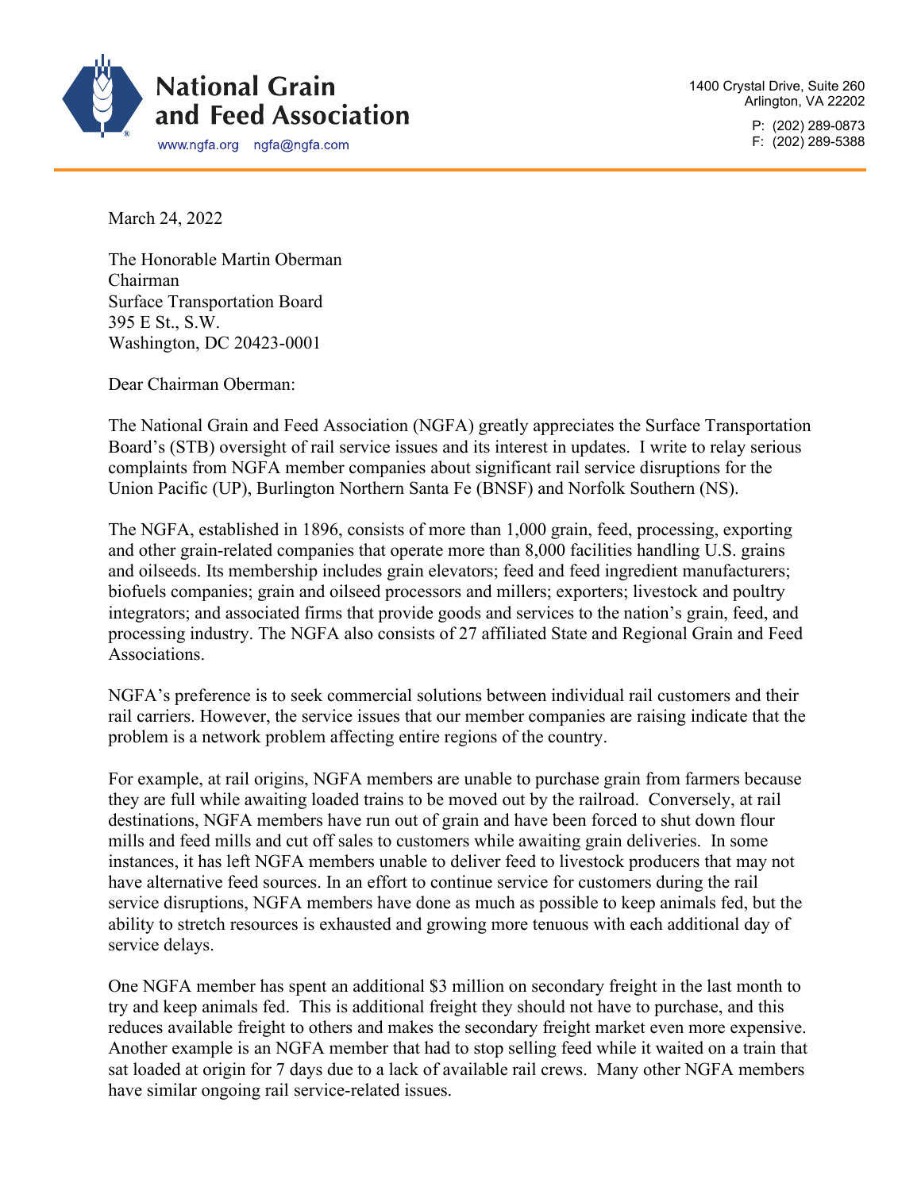**National Grain and Feed Association**

www.ngfa.org ngfa@ngfa.com

1400 Crystal Drive, Suite 260
Arlington, VA 22202

P: (202) 289-0873
F: (202) 289-5388

March 24, 2022

The Honorable Martin Oberman
Chairman
Surface Transportation Board
395 E St., S.W.
Washington, DC 20423-0001

Dear Chairman Oberman:

The National Grain and Feed Association (NGFA) greatly appreciates the Surface Transportation Board's (STB) oversight of rail service issues and its interest in updates. I write to relay serious complaints from NGFA member companies about significant rail service disruptions for the Union Pacific (UP), Burlington Northern Santa Fe (BNSF) and Norfolk Southern (NS).

The NGFA, established in 1896, consists of more than 1,000 grain, feed, processing, exporting and other grain-related companies that operate more than 8,000 facilities handling U.S. grains and oilseeds. Its membership includes grain elevators; feed and feed ingredient manufacturers; biofuels companies; grain and oilseed processors and millers; exporters; livestock and poultry integrators; and associated firms that provide goods and services to the nation's grain, feed, and processing industry. The NGFA also consists of 27 affiliated State and Regional Grain and Feed Associations.

NGFA's preference is to seek commercial solutions between individual rail customers and their rail carriers. However, the service issues that our member companies are raising indicate that the problem is a network problem affecting entire regions of the country.

For example, at rail origins, NGFA members are unable to purchase grain from farmers because they are full while awaiting loaded trains to be moved out by the railroad. Conversely, at rail destinations, NGFA members have run out of grain and have been forced to shut down flour mills and feed mills and cut off sales to customers while awaiting grain deliveries. In some instances, it has left NGFA members unable to deliver feed to livestock producers that may not have alternative feed sources. In an effort to continue service for customers during the rail service disruptions, NGFA members have done as much as possible to keep animals fed, but the ability to stretch resources is exhausted and growing more tenuous with each additional day of service delays.

One NGFA member has spent an additional $3 million on secondary freight in the last month to try and keep animals fed. This is additional freight they should not have to purchase, and this reduces available freight to others and makes the secondary freight market even more expensive. Another example is an NGFA member that had to stop selling feed while it waited on a train that sat loaded at origin for 7 days due to a lack of available rail crews. Many other NGFA members have similar ongoing rail service-related issues.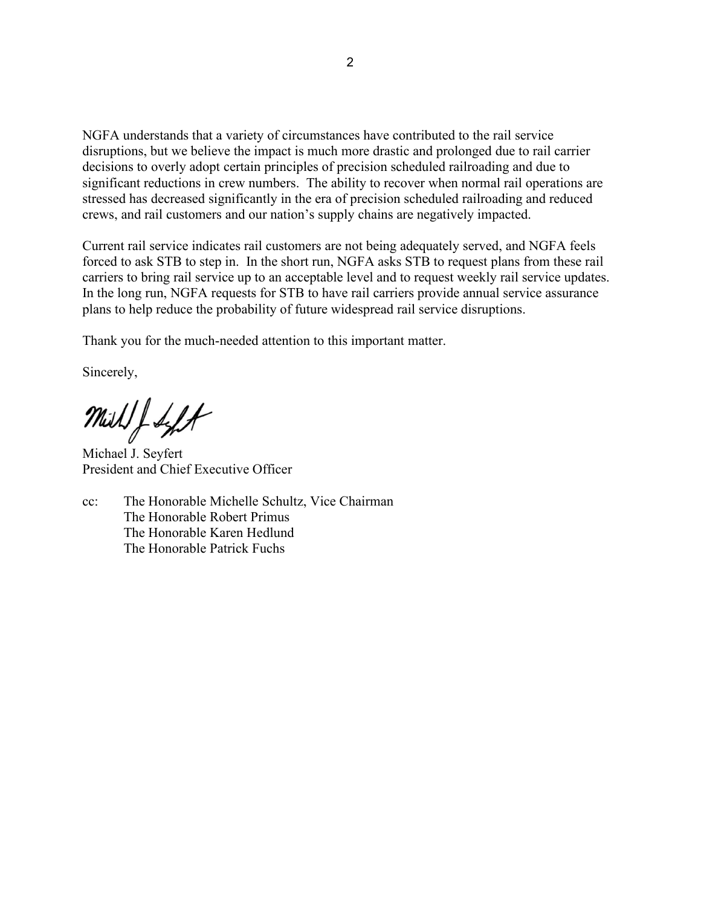NGFA understands that a variety of circumstances have contributed to the rail service disruptions, but we believe the impact is much more drastic and prolonged due to rail carrier decisions to overly adopt certain principles of precision scheduled railroading and due to significant reductions in crew numbers. The ability to recover when normal rail operations are stressed has decreased significantly in the era of precision scheduled railroading and reduced crews, and rail customers and our nation's supply chains are negatively impacted.

Current rail service indicates rail customers are not being adequately served, and NGFA feels forced to ask STB to step in. In the short run, NGFA asks STB to request plans from these rail carriers to bring rail service up to an acceptable level and to request weekly rail service updates. In the long run, NGFA requests for STB to have rail carriers provide annual service assurance plans to help reduce the probability of future widespread rail service disruptions.

Thank you for the much-needed attention to this important matter.

Sincerely,

Michael J. Seyfert
President and Chief Executive Officer

cc: The Honorable Michelle Schultz, Vice Chairman
The Honorable Robert Primus
The Honorable Karen Hedlund
The Honorable Patrick Fuchs